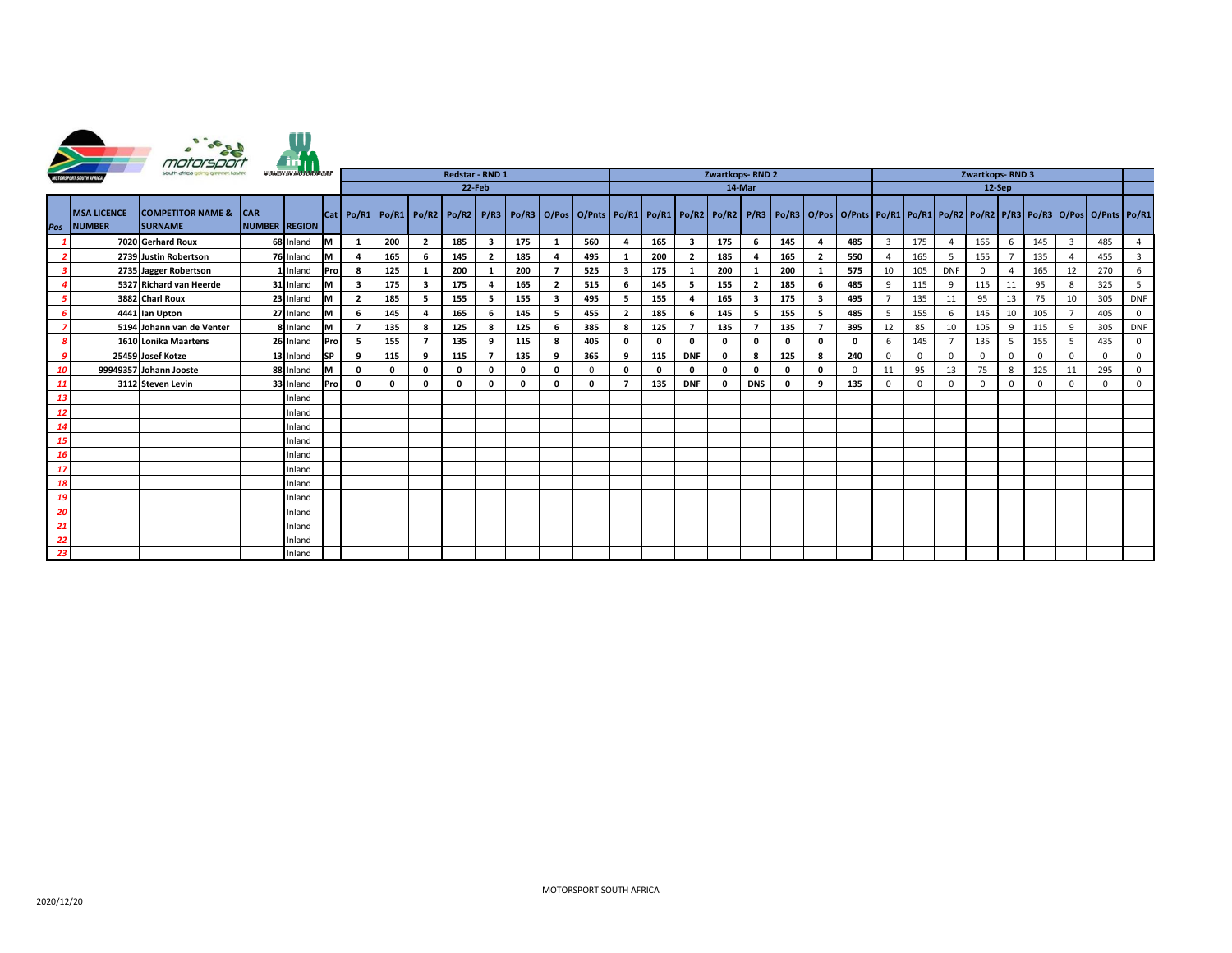| Pos | MSA LICENCE NUMBER | COMPETITOR NAME & SURNAME | CAR NUMBER | REGION | Cat | Redstar - RND 1 22-Feb | | | | | | | | Zwartkops- RND 2 14-Mar | | | | | | | | Zwartkops- RND 3 12-Sep | | | | | | | | |
|---|---|---|---|---|---|---|---|---|---|---|---|---|---|---|---|---|---|---|---|---|---|---|---|---|---|---|---|---|---|---|
| | | | | | | Po/R1 | Po/R1 | Po/R2 | Po/R2 | P/R3 | Po/R3 | O/Pos | O/Pnts | Po/R1 | Po/R1 | Po/R2 | Po/R2 | P/R3 | Po/R3 | O/Pos | O/Pnts | Po/R1 | Po/R1 | Po/R2 | Po/R2 | P/R3 | Po/R3 | O/Pos | O/Pnts | Po/R1 |
| 1 | 7020 | Gerhard Roux | 68 | Inland | M | 1 | 200 | 2 | 185 | 3 | 175 | 1 | 560 | 4 | 165 | 3 | 175 | 6 | 145 | 4 | 485 | 3 | 175 | 4 | 165 | 6 | 145 | 3 | 485 | 4 |
| 2 | 2739 | Justin Robertson | 76 | Inland | M | 4 | 165 | 6 | 145 | 2 | 185 | 4 | 495 | 1 | 200 | 2 | 185 | 4 | 165 | 2 | 550 | 4 | 165 | 5 | 155 | 7 | 135 | 4 | 455 | 3 |
| 3 | 2735 | Jagger Robertson | 1 | Inland | Pro | 8 | 125 | 1 | 200 | 1 | 200 | 7 | 525 | 3 | 175 | 1 | 200 | 1 | 200 | 1 | 575 | 10 | 105 | DNF | 0 | 4 | 165 | 12 | 270 | 6 |
| 4 | 5327 | Richard van Heerde | 31 | Inland | M | 3 | 175 | 3 | 175 | 4 | 165 | 2 | 515 | 6 | 145 | 5 | 155 | 2 | 185 | 6 | 485 | 9 | 115 | 9 | 115 | 11 | 95 | 8 | 325 | 5 |
| 5 | 3882 | Charl Roux | 23 | Inland | M | 2 | 185 | 5 | 155 | 5 | 155 | 3 | 495 | 5 | 155 | 4 | 165 | 3 | 175 | 3 | 495 | 7 | 135 | 11 | 95 | 13 | 75 | 10 | 305 | DNF |
| 6 | 4441 | Ian Upton | 27 | Inland | M | 6 | 145 | 4 | 165 | 6 | 145 | 5 | 455 | 2 | 185 | 6 | 145 | 5 | 155 | 5 | 485 | 5 | 155 | 6 | 145 | 10 | 105 | 7 | 405 | 0 |
| 7 | 5194 | Johann van de Venter | 8 | Inland | M | 7 | 135 | 8 | 125 | 8 | 125 | 6 | 385 | 8 | 125 | 7 | 135 | 7 | 135 | 7 | 395 | 12 | 85 | 10 | 105 | 9 | 115 | 9 | 305 | DNF |
| 8 | 1610 | Lonika Maartens | 26 | Inland | Pro | 5 | 155 | 7 | 135 | 9 | 115 | 8 | 405 | 0 | 0 | 0 | 0 | 0 | 0 | 0 | 0 | 6 | 145 | 7 | 135 | 5 | 155 | 5 | 435 | 0 |
| 9 | 25459 | Josef Kotze | 13 | Inland | SP | 9 | 115 | 9 | 115 | 7 | 135 | 9 | 365 | 9 | 115 | DNF | 0 | 8 | 125 | 8 | 240 | 0 | 0 | 0 | 0 | 0 | 0 | 0 | 0 | 0 |
| 10 | 99949357 | Johann Jooste | 88 | Inland | M | 0 | 0 | 0 | 0 | 0 | 0 | 0 | 0 | 0 | 0 | 0 | 0 | 0 | 0 | 0 | 0 | 11 | 95 | 13 | 75 | 8 | 125 | 11 | 295 | 0 |
| 11 | 3112 | Steven Levin | 33 | Inland | Pro | 0 | 0 | 0 | 0 | 0 | 0 | 0 | 0 | 7 | 135 | DNF | 0 | DNS | 0 | 9 | 135 | 0 | 0 | 0 | 0 | 0 | 0 | 0 | 0 | 0 |
| 13 | | | | Inland | | | | | | | | | | | | | | | | | | | | | | | | | | |
| 12 | | | | Inland | | | | | | | | | | | | | | | | | | | | | | | | | | |
| 14 | | | | Inland | | | | | | | | | | | | | | | | | | | | | | | | | | |
| 15 | | | | Inland | | | | | | | | | | | | | | | | | | | | | | | | | | |
| 16 | | | | Inland | | | | | | | | | | | | | | | | | | | | | | | | | | |
| 17 | | | | Inland | | | | | | | | | | | | | | | | | | | | | | | | | | |
| 18 | | | | Inland | | | | | | | | | | | | | | | | | | | | | | | | | | |
| 19 | | | | Inland | | | | | | | | | | | | | | | | | | | | | | | | | | |
| 20 | | | | Inland | | | | | | | | | | | | | | | | | | | | | | | | | | |
| 21 | | | | Inland | | | | | | | | | | | | | | | | | | | | | | | | | | |
| 22 | | | | Inland | | | | | | | | | | | | | | | | | | | | | | | | | | |
| 23 | | | | Inland | | | | | | | | | | | | | | | | | | | | | | | | | | |

2020/12/20

MOTORSPORT SOUTH AFRICA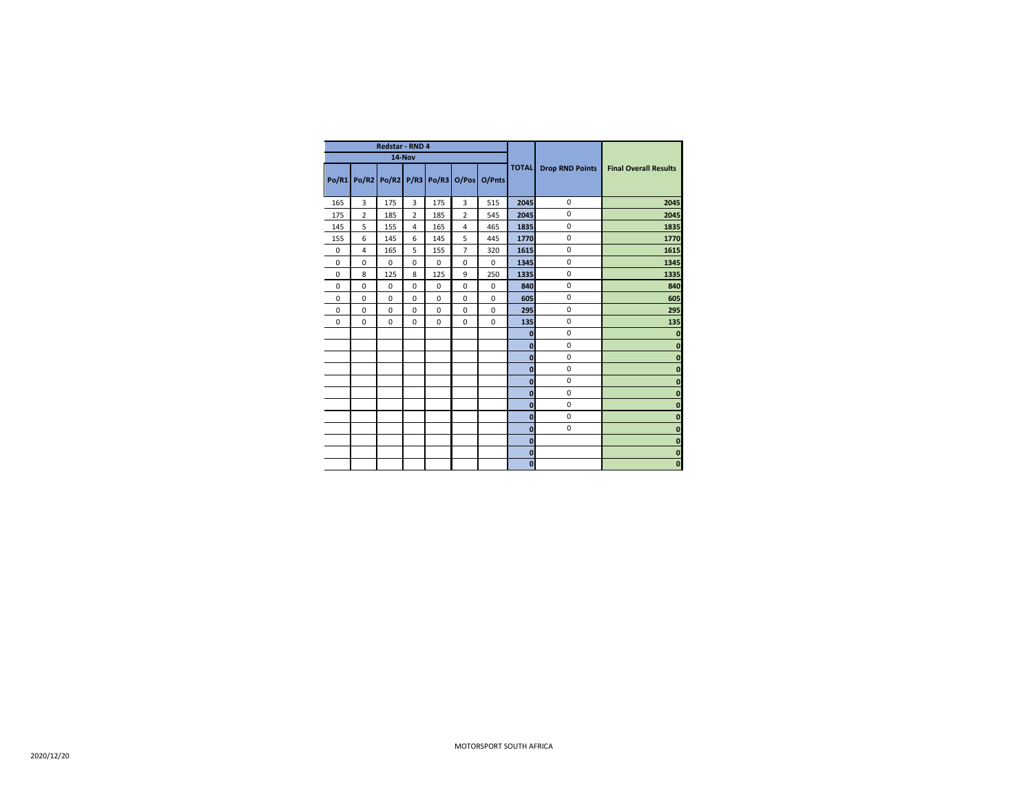| Redstar - RND 4 | | | | | | | TOTAL | Drop RND Points | Final Overall Results |
|---|---|---|---|---|---|---|---|---|---|
| 14-Nov | | | | | | | | | |
| Po/R1 | Po/R2 | Po/R2 | P/R3 | Po/R3 | O/Pos | O/Pnts | | | |
| 165 | 3 | 175 | 3 | 175 | 3 | 515 | 2045 | 0 | 2045 |
| 175 | 2 | 185 | 2 | 185 | 2 | 545 | 2045 | 0 | 2045 |
| 145 | 5 | 155 | 4 | 165 | 4 | 465 | 1835 | 0 | 1835 |
| 155 | 6 | 145 | 6 | 145 | 5 | 445 | 1770 | 0 | 1770 |
| 0 | 4 | 165 | 5 | 155 | 7 | 320 | 1615 | 0 | 1615 |
| 0 | 0 | 0 | 0 | 0 | 0 | 0 | 1345 | 0 | 1345 |
| 0 | 8 | 125 | 8 | 125 | 9 | 250 | 1335 | 0 | 1335 |
| 0 | 0 | 0 | 0 | 0 | 0 | 0 | 840 | 0 | 840 |
| 0 | 0 | 0 | 0 | 0 | 0 | 0 | 605 | 0 | 605 |
| 0 | 0 | 0 | 0 | 0 | 0 | 0 | 295 | 0 | 295 |
| 0 | 0 | 0 | 0 | 0 | 0 | 0 | 135 | 0 | 135 |
| | | | | | | | 0 | 0 | 0 |
| | | | | | | | 0 | 0 | 0 |
| | | | | | | | 0 | 0 | 0 |
| | | | | | | | 0 | 0 | 0 |
| | | | | | | | 0 | 0 | 0 |
| | | | | | | | 0 | 0 | 0 |
| | | | | | | | 0 | 0 | 0 |
| | | | | | | | 0 | 0 | 0 |
| | | | | | | | 0 | 0 | 0 |
| | | | | | | | 0 | | 0 |
| | | | | | | | 0 | | 0 |
| | | | | | | | 0 | | 0 |

2020/12/20

MOTORSPORT SOUTH AFRICA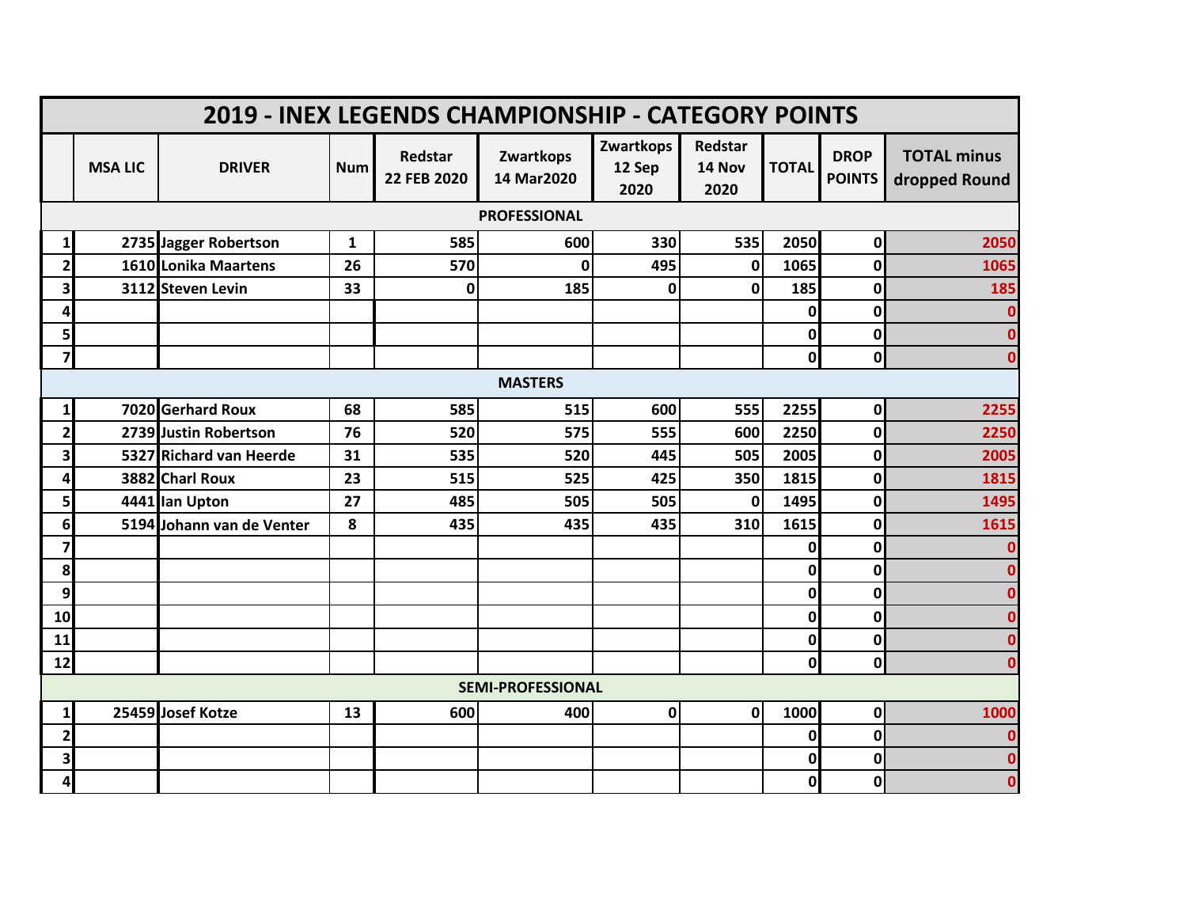| 2019 - INEX LEGENDS CHAMPIONSHIP - CATEGORY POINTS | | | | | | | | | | |
|---|---|---|---|---|---|---|---|---|---|---|
| | **MSA LIC** | **DRIVER** | **Num** | **Redstar 22 FEB 2020** | **Zwartkops 14 Mar2020** | **Zwartkops 12 Sep 2020** | **Redstar 14 Nov 2020** | **TOTAL** | **DROP POINTS** | **TOTAL minus dropped Round** |
| **PROFESSIONAL** | | | | | | | | | | |
| 1 | 2735 | Jagger Robertson | 1 | 585 | 600 | 330 | 535 | 2050 | 0 | 2050 |
| 2 | 1610 | Lonika Maartens | 26 | 570 | 0 | 495 | 0 | 1065 | 0 | 1065 |
| 3 | 3112 | Steven Levin | 33 | 0 | 185 | 0 | 0 | 185 | 0 | 185 |
| 4 | | | | | | | | 0 | 0 | 0 |
| 5 | | | | | | | | 0 | 0 | 0 |
| 7 | | | | | | | | 0 | 0 | 0 |
| **MASTERS** | | | | | | | | | | |
| 1 | 7020 | Gerhard Roux | 68 | 585 | 515 | 600 | 555 | 2255 | 0 | 2255 |
| 2 | 2739 | Justin Robertson | 76 | 520 | 575 | 555 | 600 | 2250 | 0 | 2250 |
| 3 | 5327 | Richard van Heerde | 31 | 535 | 520 | 445 | 505 | 2005 | 0 | 2005 |
| 4 | 3882 | Charl Roux | 23 | 515 | 525 | 425 | 350 | 1815 | 0 | 1815 |
| 5 | 4441 | Ian Upton | 27 | 485 | 505 | 505 | 0 | 1495 | 0 | 1495 |
| 6 | 5194 | Johann van de Venter | 8 | 435 | 435 | 435 | 310 | 1615 | 0 | 1615 |
| 7 | | | | | | | | 0 | 0 | 0 |
| 8 | | | | | | | | 0 | 0 | 0 |
| 9 | | | | | | | | 0 | 0 | 0 |
| 10 | | | | | | | | 0 | 0 | 0 |
| 11 | | | | | | | | 0 | 0 | 0 |
| 12 | | | | | | | | 0 | 0 | 0 |
| **SEMI-PROFESSIONAL** | | | | | | | | | | |
| 1 | 25459 | Josef Kotze | 13 | 600 | 400 | 0 | 0 | 1000 | 0 | 1000 |
| 2 | | | | | | | | 0 | 0 | 0 |
| 3 | | | | | | | | 0 | 0 | 0 |
| 4 | | | | | | | | 0 | 0 | 0 |